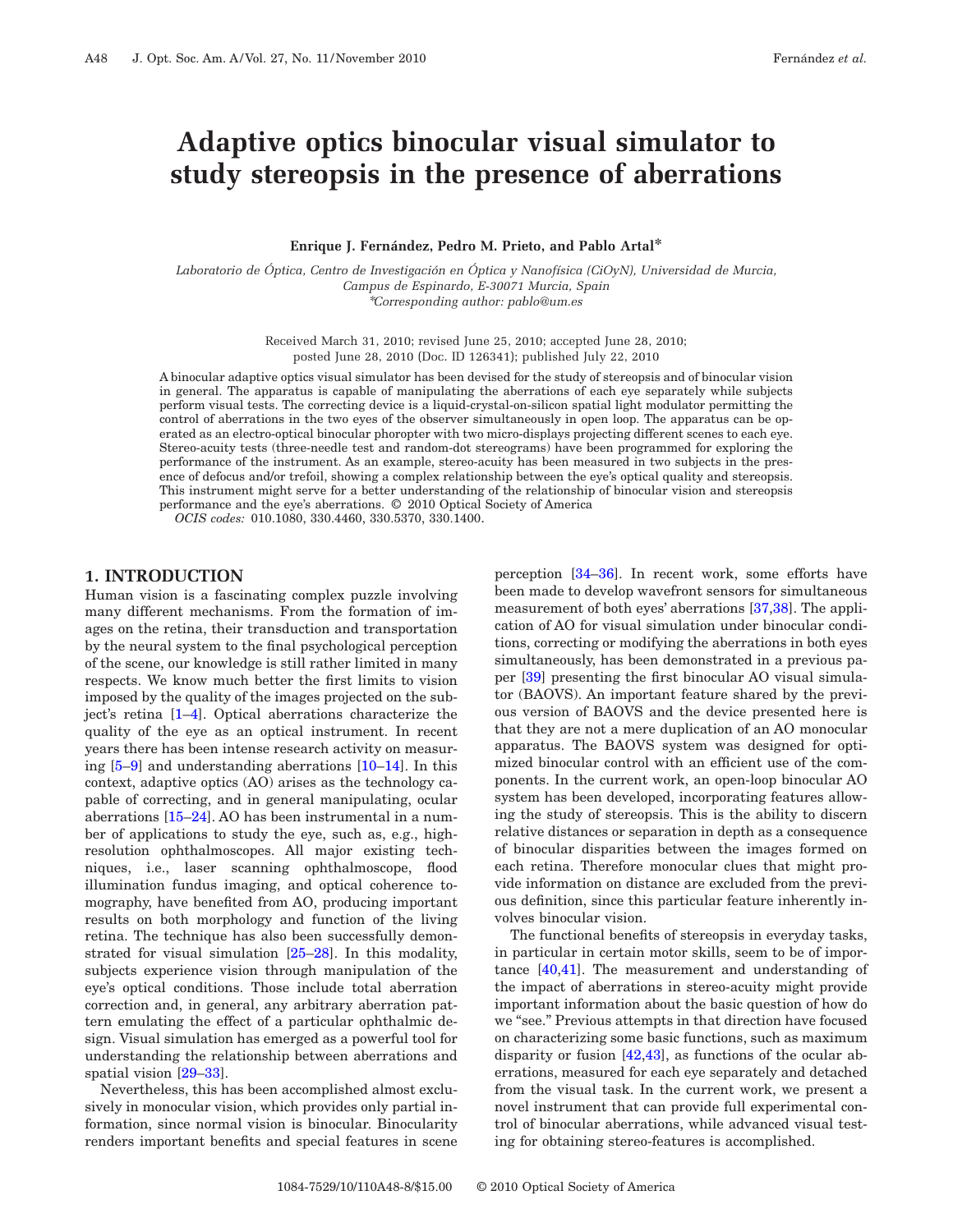# Adaptive optics binocular visual simulator to study stereopsis in the presence of aberrations

**Enrique J. Fernández, Pedro M. Prieto, and Pablo Artal***

*Laboratorio de Óptica, Centro de Investigación en Óptica y Nanofísica (CiOyN), Universidad de Murcia, Campus de Espinardo, E-30071 Murcia, Spain*
*\*Corresponding author: pablo@um.es*

Received March 31, 2010; revised June 25, 2010; accepted June 28, 2010; posted June 28, 2010 (Doc. ID 126341); published July 22, 2010

A binocular adaptive optics visual simulator has been devised for the study of stereopsis and of binocular vision in general. The apparatus is capable of manipulating the aberrations of each eye separately while subjects perform visual tests. The correcting device is a liquid-crystal-on-silicon spatial light modulator permitting the control of aberrations in the two eyes of the observer simultaneously in open loop. The apparatus can be operated as an electro-optical binocular phoropter with two micro-displays projecting different scenes to each eye. Stereo-acuity tests (three-needle test and random-dot stereograms) have been programmed for exploring the performance of the instrument. As an example, stereo-acuity has been measured in two subjects in the presence of defocus and/or trefoil, showing a complex relationship between the eye's optical quality and stereopsis. This instrument might serve for a better understanding of the relationship of binocular vision and stereopsis performance and the eye's aberrations. © 2010 Optical Society of America

*OCIS codes:* 010.1080, 330.4460, 330.5370, 330.1400.

## 1. INTRODUCTION

Human vision is a fascinating complex puzzle involving many different mechanisms. From the formation of images on the retina, their transduction and transportation by the neural system to the final psychological perception of the scene, our knowledge is still rather limited in many respects. We know much better the first limits to vision imposed by the quality of the images projected on the subject's retina [1–4]. Optical aberrations characterize the quality of the eye as an optical instrument. In recent years there has been intense research activity on measuring [5–9] and understanding aberrations [10–14]. In this context, adaptive optics (AO) arises as the technology capable of correcting, and in general manipulating, ocular aberrations [15–24]. AO has been instrumental in a number of applications to study the eye, such as, e.g., high-resolution ophthalmoscopes. All major existing techniques, i.e., laser scanning ophthalmoscope, flood illumination fundus imaging, and optical coherence tomography, have benefited from AO, producing important results on both morphology and function of the living retina. The technique has also been successfully demonstrated for visual simulation [25–28]. In this modality, subjects experience vision through manipulation of the eye's optical conditions. Those include total aberration correction and, in general, any arbitrary aberration pattern emulating the effect of a particular ophthalmic design. Visual simulation has emerged as a powerful tool for understanding the relationship between aberrations and spatial vision [29–33].

Nevertheless, this has been accomplished almost exclusively in monocular vision, which provides only partial information, since normal vision is binocular. Binocularity renders important benefits and special features in scene perception [34–36]. In recent work, some efforts have been made to develop wavefront sensors for simultaneous measurement of both eyes' aberrations [37,38]. The application of AO for visual simulation under binocular conditions, correcting or modifying the aberrations in both eyes simultaneously, has been demonstrated in a previous paper [39] presenting the first binocular AO visual simulator (BAOVS). An important feature shared by the previous version of BAOVS and the device presented here is that they are not a mere duplication of an AO monocular apparatus. The BAOVS system was designed for optimized binocular control with an efficient use of the components. In the current work, an open-loop binocular AO system has been developed, incorporating features allowing the study of stereopsis. This is the ability to discern relative distances or separation in depth as a consequence of binocular disparities between the images formed on each retina. Therefore monocular clues that might provide information on distance are excluded from the previous definition, since this particular feature inherently involves binocular vision.

The functional benefits of stereopsis in everyday tasks, in particular in certain motor skills, seem to be of importance [40,41]. The measurement and understanding of the impact of aberrations in stereo-acuity might provide important information about the basic question of how do we "see." Previous attempts in that direction have focused on characterizing some basic functions, such as maximum disparity or fusion [42,43], as functions of the ocular aberrations, measured for each eye separately and detached from the visual task. In the current work, we present a novel instrument that can provide full experimental control of binocular aberrations, while advanced visual testing for obtaining stereo-features is accomplished.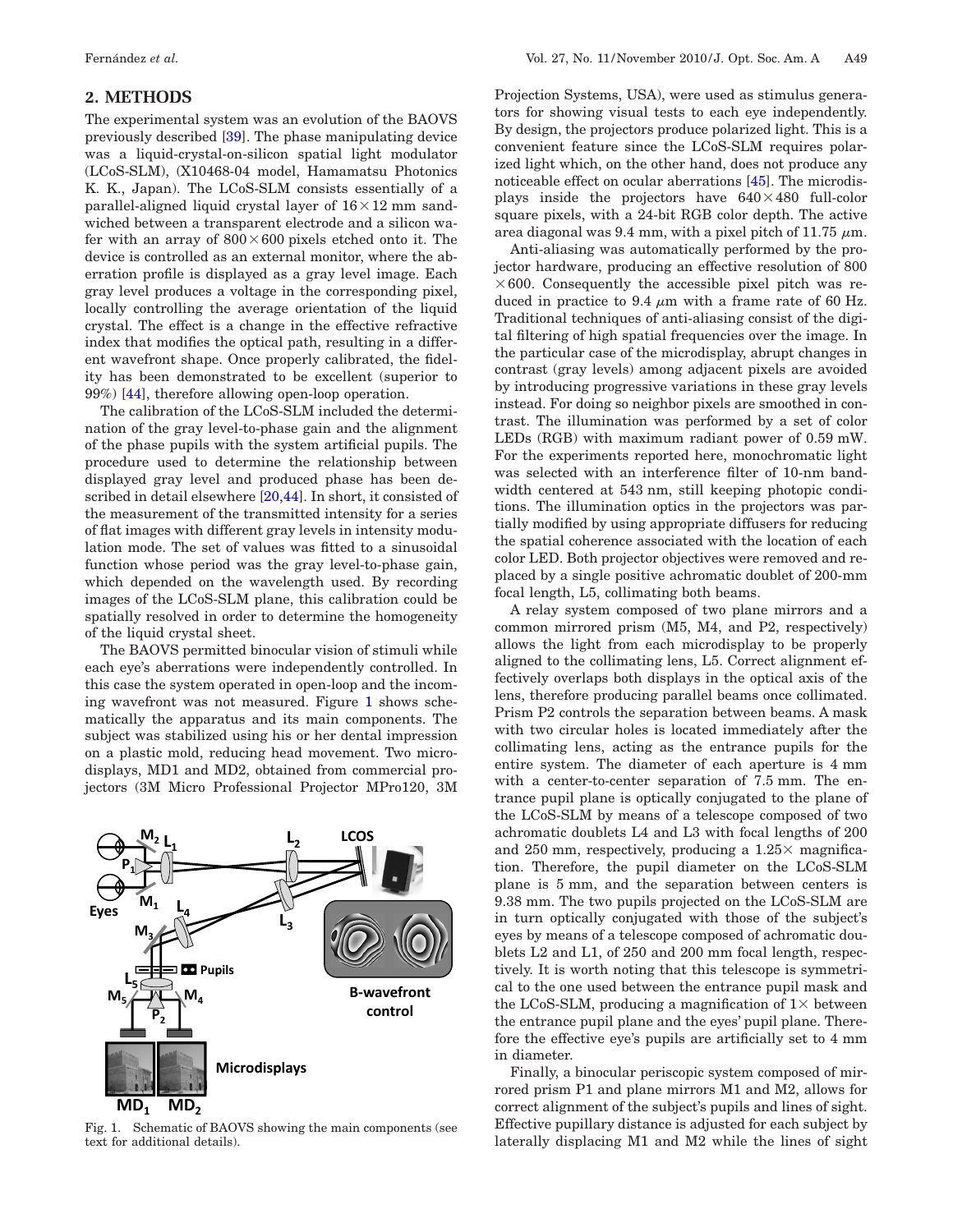## 2. METHODS

The experimental system was an evolution of the BAOVS previously described [39]. The phase manipulating device was a liquid-crystal-on-silicon spatial light modulator (LCoS-SLM), (X10468-04 model, Hamamatsu Photonics K. K., Japan). The LCoS-SLM consists essentially of a parallel-aligned liquid crystal layer of $16\times12$ mm sandwiched between a transparent electrode and a silicon wafer with an array of $800\times600$ pixels etched onto it. The device is controlled as an external monitor, where the aberration profile is displayed as a gray level image. Each gray level produces a voltage in the corresponding pixel, locally controlling the average orientation of the liquid crystal. The effect is a change in the effective refractive index that modifies the optical path, resulting in a different wavefront shape. Once properly calibrated, the fidelity has been demonstrated to be excellent (superior to 99%) [44], therefore allowing open-loop operation.

The calibration of the LCoS-SLM included the determination of the gray level-to-phase gain and the alignment of the phase pupils with the system artificial pupils. The procedure used to determine the relationship between displayed gray level and produced phase has been described in detail elsewhere [20,44]. In short, it consisted of the measurement of the transmitted intensity for a series of flat images with different gray levels in intensity modulation mode. The set of values was fitted to a sinusoidal function whose period was the gray level-to-phase gain, which depended on the wavelength used. By recording images of the LCoS-SLM plane, this calibration could be spatially resolved in order to determine the homogeneity of the liquid crystal sheet.

The BAOVS permitted binocular vision of stimuli while each eye's aberrations were independently controlled. In this case the system operated in open-loop and the incoming wavefront was not measured. Figure 1 shows schematically the apparatus and its main components. The subject was stabilized using his or her dental impression on a plastic mold, reducing head movement. Two microdisplays, MD1 and MD2, obtained from commercial projectors (3M Micro Professional Projector MPro120, 3M Projection Systems, USA), were used as stimulus generators for showing visual tests to each eye independently. By design, the projectors produce polarized light. This is a convenient feature since the LCoS-SLM requires polarized light which, on the other hand, does not produce any noticeable effect on ocular aberrations [45]. The microdisplays inside the projectors have $640\times480$ full-color square pixels, with a 24-bit RGB color depth. The active area diagonal was 9.4 mm, with a pixel pitch of 11.75 $\mu$m.

Fig. 1. Schematic of BAOVS showing the main components (see text for additional details).

Anti-aliasing was automatically performed by the projector hardware, producing an effective resolution of $800\times600$. Consequently the accessible pixel pitch was reduced in practice to 9.4 $\mu$m with a frame rate of 60 Hz. Traditional techniques of anti-aliasing consist of the digital filtering of high spatial frequencies over the image. In the particular case of the microdisplay, abrupt changes in contrast (gray levels) among adjacent pixels are avoided by introducing progressive variations in these gray levels instead. For doing so neighbor pixels are smoothed in contrast. The illumination was performed by a set of color LEDs (RGB) with maximum radiant power of 0.59 mW. For the experiments reported here, monochromatic light was selected with an interference filter of 10-nm bandwidth centered at 543 nm, still keeping photopic conditions. The illumination optics in the projectors was partially modified by using appropriate diffusers for reducing the spatial coherence associated with the location of each color LED. Both projector objectives were removed and replaced by a single positive achromatic doublet of 200-mm focal length, L5, collimating both beams.

A relay system composed of two plane mirrors and a common mirrored prism (M5, M4, and P2, respectively) allows the light from each microdisplay to be properly aligned to the collimating lens, L5. Correct alignment effectively overlaps both displays in the optical axis of the lens, therefore producing parallel beams once collimated. Prism P2 controls the separation between beams. A mask with two circular holes is located immediately after the collimating lens, acting as the entrance pupils for the entire system. The diameter of each aperture is 4 mm with a center-to-center separation of 7.5 mm. The entrance pupil plane is optically conjugated to the plane of the LCoS-SLM by means of a telescope composed of two achromatic doublets L4 and L3 with focal lengths of 200 and 250 mm, respectively, producing a $1.25\times$ magnification. Therefore, the pupil diameter on the LCoS-SLM plane is 5 mm, and the separation between centers is 9.38 mm. The two pupils projected on the LCoS-SLM are in turn optically conjugated with those of the subject's eyes by means of a telescope composed of achromatic doublets L2 and L1, of 250 and 200 mm focal length, respectively. It is worth noting that this telescope is symmetrical to the one used between the entrance pupil mask and the LCoS-SLM, producing a magnification of $1\times$ between the entrance pupil plane and the eyes' pupil plane. Therefore the effective eye's pupils are artificially set to 4 mm in diameter.

Finally, a binocular periscopic system composed of mirrored prism P1 and plane mirrors M1 and M2, allows for correct alignment of the subject's pupils and lines of sight. Effective pupillary distance is adjusted for each subject by laterally displacing M1 and M2 while the lines of sight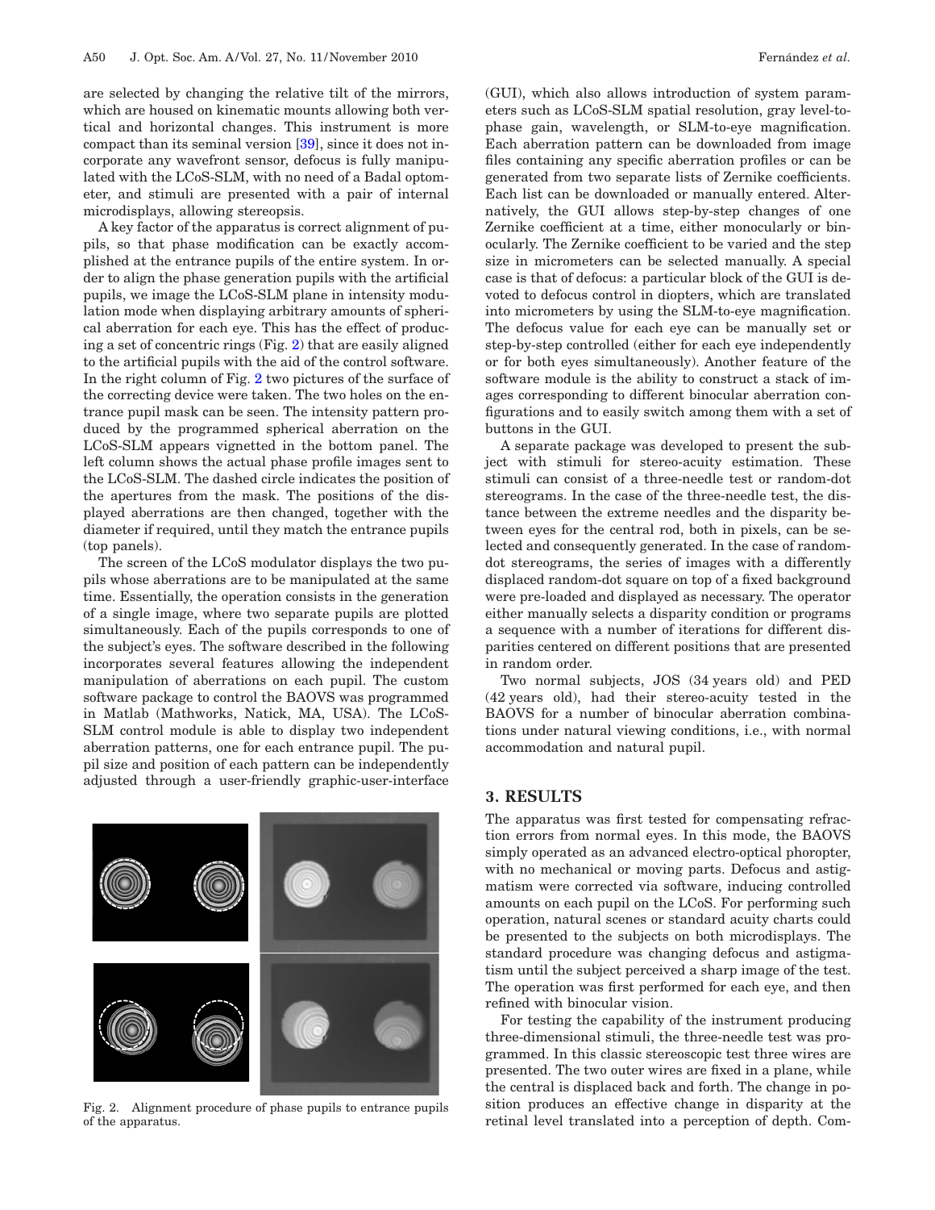are selected by changing the relative tilt of the mirrors, which are housed on kinematic mounts allowing both vertical and horizontal changes. This instrument is more compact than its seminal version [39], since it does not incorporate any wavefront sensor, defocus is fully manipulated with the LCoS-SLM, with no need of a Badal optometer, and stimuli are presented with a pair of internal microdisplays, allowing stereopsis.

A key factor of the apparatus is correct alignment of pupils, so that phase modification can be exactly accomplished at the entrance pupils of the entire system. In order to align the phase generation pupils with the artificial pupils, we image the LCoS-SLM plane in intensity modulation mode when displaying arbitrary amounts of spherical aberration for each eye. This has the effect of producing a set of concentric rings (Fig. 2) that are easily aligned to the artificial pupils with the aid of the control software. In the right column of Fig. 2 two pictures of the surface of the correcting device were taken. The two holes on the entrance pupil mask can be seen. The intensity pattern produced by the programmed spherical aberration on the LCoS-SLM appears vignetted in the bottom panel. The left column shows the actual phase profile images sent to the LCoS-SLM. The dashed circle indicates the position of the apertures from the mask. The positions of the displayed aberrations are then changed, together with the diameter if required, until they match the entrance pupils (top panels).

The screen of the LCoS modulator displays the two pupils whose aberrations are to be manipulated at the same time. Essentially, the operation consists in the generation of a single image, where two separate pupils are plotted simultaneously. Each of the pupils corresponds to one of the subject's eyes. The software described in the following incorporates several features allowing the independent manipulation of aberrations on each pupil. The custom software package to control the BAOVS was programmed in Matlab (Mathworks, Natick, MA, USA). The LCoS-SLM control module is able to display two independent aberration patterns, one for each entrance pupil. The pupil size and position of each pattern can be independently adjusted through a user-friendly graphic-user-interface (GUI), which also allows introduction of system parameters such as LCoS-SLM spatial resolution, gray level-to-phase gain, wavelength, or SLM-to-eye magnification. Each aberration pattern can be downloaded from image files containing any specific aberration profiles or can be generated from two separate lists of Zernike coefficients. Each list can be downloaded or manually entered. Alternatively, the GUI allows step-by-step changes of one Zernike coefficient at a time, either monocularly or binocularly. The Zernike coefficient to be varied and the step size in micrometers can be selected manually. A special case is that of defocus: a particular block of the GUI is devoted to defocus control in diopters, which are translated into micrometers by using the SLM-to-eye magnification. The defocus value for each eye can be manually set or step-by-step controlled (either for each eye independently or for both eyes simultaneously). Another feature of the software module is the ability to construct a stack of images corresponding to different binocular aberration configurations and to easily switch among them with a set of buttons in the GUI.

Fig. 2. Alignment procedure of phase pupils to entrance pupils of the apparatus.

A separate package was developed to present the subject with stimuli for stereo-acuity estimation. These stimuli can consist of a three-needle test or random-dot stereograms. In the case of the three-needle test, the distance between the extreme needles and the disparity between eyes for the central rod, both in pixels, can be selected and consequently generated. In the case of random-dot stereograms, the series of images with a differently displaced random-dot square on top of a fixed background were pre-loaded and displayed as necessary. The operator either manually selects a disparity condition or programs a sequence with a number of iterations for different disparities centered on different positions that are presented in random order.

Two normal subjects, JOS (34 years old) and PED (42 years old), had their stereo-acuity tested in the BAOVS for a number of binocular aberration combinations under natural viewing conditions, i.e., with normal accommodation and natural pupil.

## 3. RESULTS

The apparatus was first tested for compensating refraction errors from normal eyes. In this mode, the BAOVS simply operated as an advanced electro-optical phoropter, with no mechanical or moving parts. Defocus and astigmatism were corrected via software, inducing controlled amounts on each pupil on the LCoS. For performing such operation, natural scenes or standard acuity charts could be presented to the subjects on both microdisplays. The standard procedure was changing defocus and astigmatism until the subject perceived a sharp image of the test. The operation was first performed for each eye, and then refined with binocular vision.

For testing the capability of the instrument producing three-dimensional stimuli, the three-needle test was programmed. In this classic stereoscopic test three wires are presented. The two outer wires are fixed in a plane, while the central is displaced back and forth. The change in position produces an effective change in disparity at the retinal level translated into a perception of depth. Com-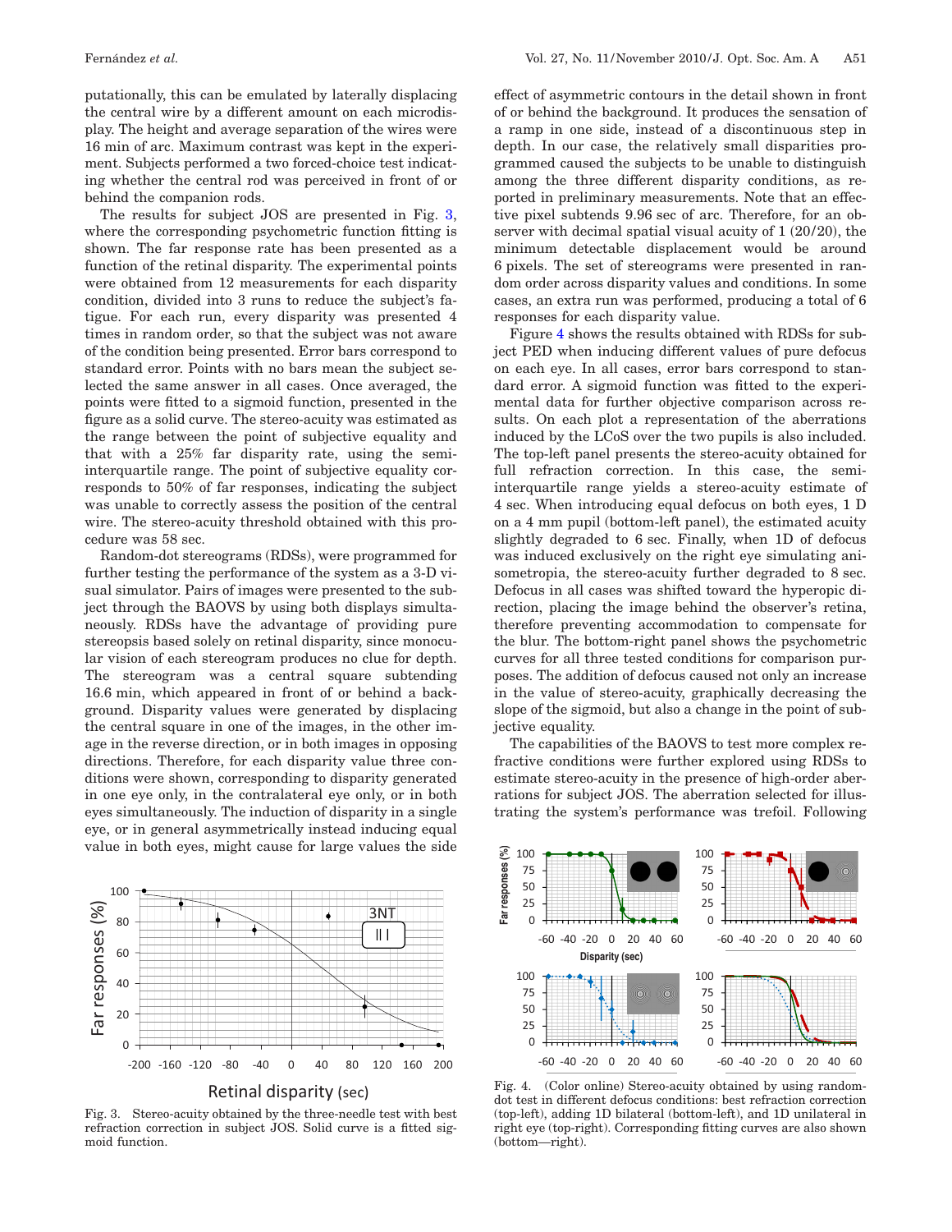putationally, this can be emulated by laterally displacing the central wire by a different amount on each microdisplay. The height and average separation of the wires were 16 min of arc. Maximum contrast was kept in the experiment. Subjects performed a two forced-choice test indicating whether the central rod was perceived in front of or behind the companion rods.

The results for subject JOS are presented in Fig. 3, where the corresponding psychometric function fitting is shown. The far response rate has been presented as a function of the retinal disparity. The experimental points were obtained from 12 measurements for each disparity condition, divided into 3 runs to reduce the subject's fatigue. For each run, every disparity was presented 4 times in random order, so that the subject was not aware of the condition being presented. Error bars correspond to standard error. Points with no bars mean the subject selected the same answer in all cases. Once averaged, the points were fitted to a sigmoid function, presented in the figure as a solid curve. The stereo-acuity was estimated as the range between the point of subjective equality and that with a 25% far disparity rate, using the semi-interquartile range. The point of subjective equality corresponds to 50% of far responses, indicating the subject was unable to correctly assess the position of the central wire. The stereo-acuity threshold obtained with this procedure was 58 sec.

Random-dot stereograms (RDSs), were programmed for further testing the performance of the system as a 3-D visual simulator. Pairs of images were presented to the subject through the BAOVS by using both displays simultaneously. RDSs have the advantage of providing pure stereopsis based solely on retinal disparity, since monocular vision of each stereogram produces no clue for depth. The stereogram was a central square subtending 16.6 min, which appeared in front of or behind a background. Disparity values were generated by displacing the central square in one of the images, in the other image in the reverse direction, or in both images in opposing directions. Therefore, for each disparity value three conditions were shown, corresponding to disparity generated in one eye only, in the contralateral eye only, or in both eyes simultaneously. The induction of disparity in a single eye, or in general asymmetrically instead inducing equal value in both eyes, might cause for large values the side effect of asymmetric contours in the detail shown in front of or behind the background. It produces the sensation of a ramp in one side, instead of a discontinuous step in depth. In our case, the relatively small disparities programmed caused the subjects to be unable to distinguish among the three different disparity conditions, as reported in preliminary measurements. Note that an effective pixel subtends 9.96 sec of arc. Therefore, for an observer with decimal spatial visual acuity of 1 (20/20), the minimum detectable displacement would be around 6 pixels. The set of stereograms were presented in random order across disparity values and conditions. In some cases, an extra run was performed, producing a total of 6 responses for each disparity value.

Figure 4 shows the results obtained with RDSs for subject PED when inducing different values of pure defocus on each eye. In all cases, error bars correspond to standard error. A sigmoid function was fitted to the experimental data for further objective comparison across results. On each plot a representation of the aberrations induced by the LCoS over the two pupils is also included. The top-left panel presents the stereo-acuity obtained for full refraction correction. In this case, the semi-interquartile range yields a stereo-acuity estimate of 4 sec. When introducing equal defocus on both eyes, 1 D on a 4 mm pupil (bottom-left panel), the estimated acuity slightly degraded to 6 sec. Finally, when 1D of defocus was induced exclusively on the right eye simulating anisometropia, the stereo-acuity further degraded to 8 sec. Defocus in all cases was shifted toward the hyperopic direction, placing the image behind the observer's retina, therefore preventing accommodation to compensate for the blur. The bottom-right panel shows the psychometric curves for all three tested conditions for comparison purposes. The addition of defocus caused not only an increase in the value of stereo-acuity, graphically decreasing the slope of the sigmoid, but also a change in the point of subjective equality.

The capabilities of the BAOVS to test more complex refractive conditions were further explored using RDSs to estimate stereo-acuity in the presence of high-order aberrations for subject JOS. The aberration selected for illustrating the system's performance was trefoil. Following

Fig. 3. Stereo-acuity obtained by the three-needle test with best refraction correction in subject JOS. Solid curve is a fitted sigmoid function.

Fig. 4. (Color online) Stereo-acuity obtained by using random-dot test in different defocus conditions: best refraction correction (top-left), adding 1D bilateral (bottom-left), and 1D unilateral in right eye (top-right). Corresponding fitting curves are also shown (bottom—right).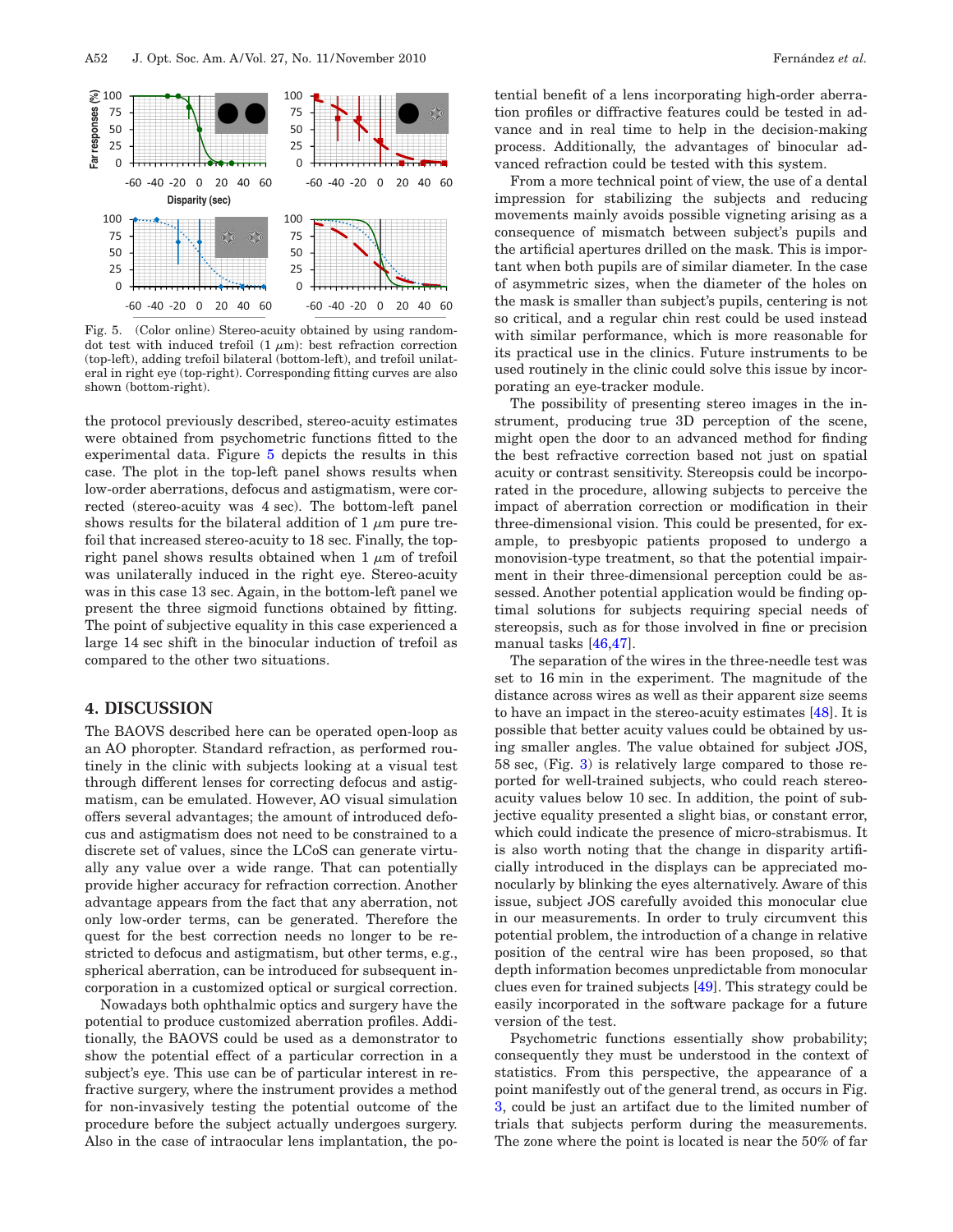Fig. 5. (Color online) Stereo-acuity obtained by using random-dot test with induced trefoil (1 $\mu$m): best refraction correction (top-left), adding trefoil bilateral (bottom-left), and trefoil unilateral in right eye (top-right). Corresponding fitting curves are also shown (bottom-right).

the protocol previously described, stereo-acuity estimates were obtained from psychometric functions fitted to the experimental data. Figure 5 depicts the results in this case. The plot in the top-left panel shows results when low-order aberrations, defocus and astigmatism, were corrected (stereo-acuity was 4 sec). The bottom-left panel shows results for the bilateral addition of 1 $\mu$m pure trefoil that increased stereo-acuity to 18 sec. Finally, the top-right panel shows results obtained when 1 $\mu$m of trefoil was unilaterally induced in the right eye. Stereo-acuity was in this case 13 sec. Again, in the bottom-left panel we present the three sigmoid functions obtained by fitting. The point of subjective equality in this case experienced a large 14 sec shift in the binocular induction of trefoil as compared to the other two situations.

## 4. DISCUSSION

The BAOVS described here can be operated open-loop as an AO phoropter. Standard refraction, as performed routinely in the clinic with subjects looking at a visual test through different lenses for correcting defocus and astigmatism, can be emulated. However, AO visual simulation offers several advantages; the amount of introduced defocus and astigmatism does not need to be constrained to a discrete set of values, since the LCoS can generate virtually any value over a wide range. That can potentially provide higher accuracy for refraction correction. Another advantage appears from the fact that any aberration, not only low-order terms, can be generated. Therefore the quest for the best correction needs no longer to be restricted to defocus and astigmatism, but other terms, e.g., spherical aberration, can be introduced for subsequent incorporation in a customized optical or surgical correction.

Nowadays both ophthalmic optics and surgery have the potential to produce customized aberration profiles. Additionally, the BAOVS could be used as a demonstrator to show the potential effect of a particular correction in a subject's eye. This use can be of particular interest in refractive surgery, where the instrument provides a method for non-invasively testing the potential outcome of the procedure before the subject actually undergoes surgery. Also in the case of intraocular lens implantation, the potential benefit of a lens incorporating high-order aberration profiles or diffractive features could be tested in advance and in real time to help in the decision-making process. Additionally, the advantages of binocular advanced refraction could be tested with this system.

From a more technical point of view, the use of a dental impression for stabilizing the subjects and reducing movements mainly avoids possible vignetting arising as a consequence of mismatch between subject's pupils and the artificial apertures drilled on the mask. This is important when both pupils are of similar diameter. In the case of asymmetric sizes, when the diameter of the holes on the mask is smaller than subject's pupils, centering is not so critical, and a regular chin rest could be used instead with similar performance, which is more reasonable for its practical use in the clinics. Future instruments to be used routinely in the clinic could solve this issue by incorporating an eye-tracker module.

The possibility of presenting stereo images in the instrument, producing true 3D perception of the scene, might open the door to an advanced method for finding the best refractive correction based not just on spatial acuity or contrast sensitivity. Stereopsis could be incorporated in the procedure, allowing subjects to perceive the impact of aberration correction or modification in their three-dimensional vision. This could be presented, for example, to presbyopic patients proposed to undergo a monovision-type treatment, so that the potential impairment in their three-dimensional perception could be assessed. Another potential application would be finding optimal solutions for subjects requiring special needs of stereopsis, such as for those involved in fine or precision manual tasks [46,47].

The separation of the wires in the three-needle test was set to 16 min in the experiment. The magnitude of the distance across wires as well as their apparent size seems to have an impact in the stereo-acuity estimates [48]. It is possible that better acuity values could be obtained by using smaller angles. The value obtained for subject JOS, 58 sec, (Fig. 3) is relatively large compared to those reported for well-trained subjects, who could reach stereo-acuity values below 10 sec. In addition, the point of subjective equality presented a slight bias, or constant error, which could indicate the presence of micro-strabismus. It is also worth noting that the change in disparity artificially introduced in the displays can be appreciated monocularly by blinking the eyes alternatively. Aware of this issue, subject JOS carefully avoided this monocular clue in our measurements. In order to truly circumvent this potential problem, the introduction of a change in relative position of the central wire has been proposed, so that depth information becomes unpredictable from monocular clues even for trained subjects [49]. This strategy could be easily incorporated in the software package for a future version of the test.

Psychometric functions essentially show probability; consequently they must be understood in the context of statistics. From this perspective, the appearance of a point manifestly out of the general trend, as occurs in Fig. 3, could be just an artifact due to the limited number of trials that subjects perform during the measurements. The zone where the point is located is near the 50% of far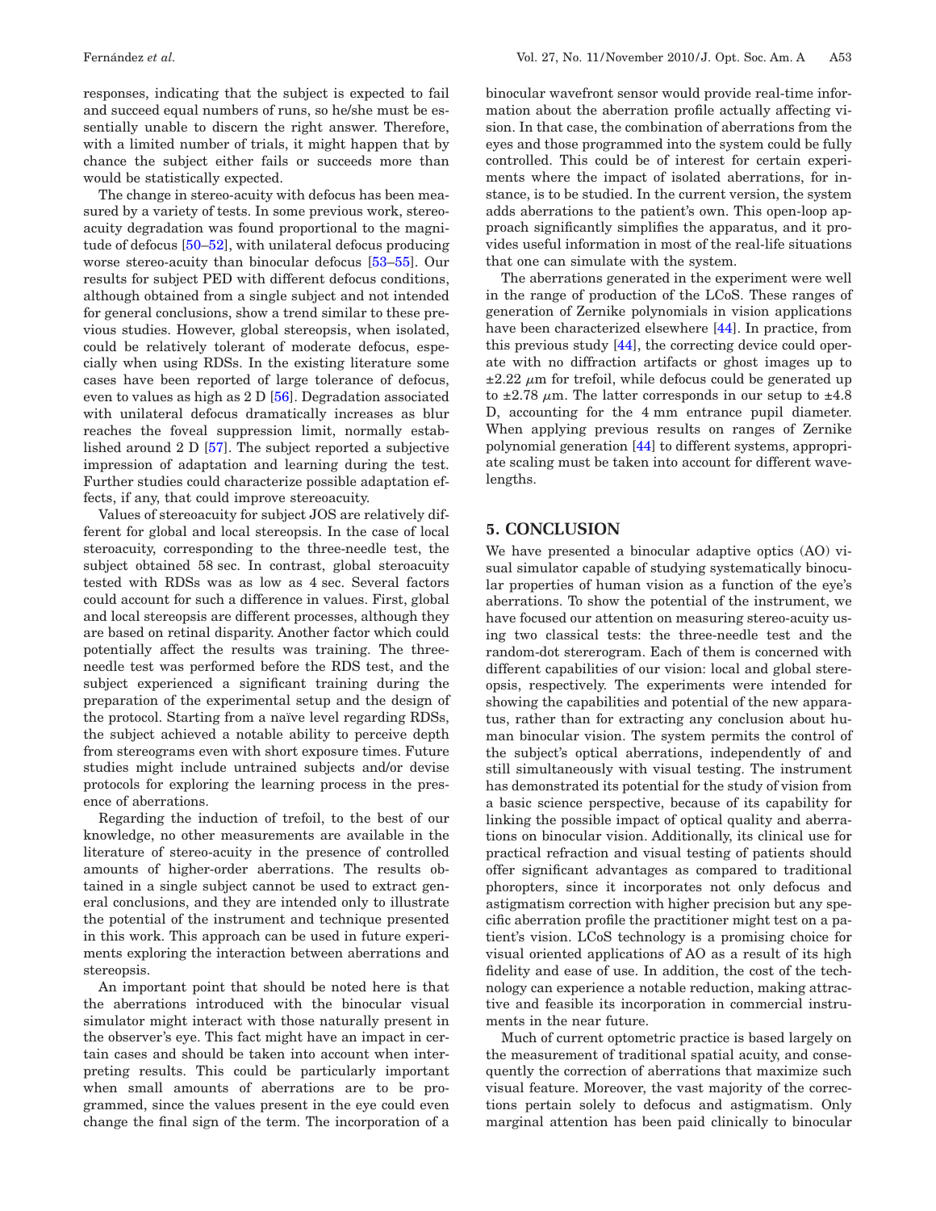responses, indicating that the subject is expected to fail and succeed equal numbers of runs, so he/she must be essentially unable to discern the right answer. Therefore, with a limited number of trials, it might happen that by chance the subject either fails or succeeds more than would be statistically expected.

The change in stereo-acuity with defocus has been measured by a variety of tests. In some previous work, stereoacuity degradation was found proportional to the magnitude of defocus [50–52], with unilateral defocus producing worse stereo-acuity than binocular defocus [53–55]. Our results for subject PED with different defocus conditions, although obtained from a single subject and not intended for general conclusions, show a trend similar to these previous studies. However, global stereopsis, when isolated, could be relatively tolerant of moderate defocus, especially when using RDSs. In the existing literature some cases have been reported of large tolerance of defocus, even to values as high as 2 D [56]. Degradation associated with unilateral defocus dramatically increases as blur reaches the foveal suppression limit, normally established around 2 D [57]. The subject reported a subjective impression of adaptation and learning during the test. Further studies could characterize possible adaptation effects, if any, that could improve stereoacuity.

Values of stereoacuity for subject JOS are relatively different for global and local stereopsis. In the case of local steroacuity, corresponding to the three-needle test, the subject obtained 58 sec. In contrast, global steroacuity tested with RDSs was as low as 4 sec. Several factors could account for such a difference in values. First, global and local stereopsis are different processes, although they are based on retinal disparity. Another factor which could potentially affect the results was training. The three-needle test was performed before the RDS test, and the subject experienced a significant training during the preparation of the experimental setup and the design of the protocol. Starting from a naïve level regarding RDSs, the subject achieved a notable ability to perceive depth from stereograms even with short exposure times. Future studies might include untrained subjects and/or devise protocols for exploring the learning process in the presence of aberrations.

Regarding the induction of trefoil, to the best of our knowledge, no other measurements are available in the literature of stereo-acuity in the presence of controlled amounts of higher-order aberrations. The results obtained in a single subject cannot be used to extract general conclusions, and they are intended only to illustrate the potential of the instrument and technique presented in this work. This approach can be used in future experiments exploring the interaction between aberrations and stereopsis.

An important point that should be noted here is that the aberrations introduced with the binocular visual simulator might interact with those naturally present in the observer's eye. This fact might have an impact in certain cases and should be taken into account when interpreting results. This could be particularly important when small amounts of aberrations are to be programmed, since the values present in the eye could even change the final sign of the term. The incorporation of a binocular wavefront sensor would provide real-time information about the aberration profile actually affecting vision. In that case, the combination of aberrations from the eyes and those programmed into the system could be fully controlled. This could be of interest for certain experiments where the impact of isolated aberrations, for instance, is to be studied. In the current version, the system adds aberrations to the patient's own. This open-loop approach significantly simplifies the apparatus, and it provides useful information in most of the real-life situations that one can simulate with the system.

The aberrations generated in the experiment were well in the range of production of the LCoS. These ranges of generation of Zernike polynomials in vision applications have been characterized elsewhere [44]. In practice, from this previous study [44], the correcting device could operate with no diffraction artifacts or ghost images up to $\pm 2.22\ \mu$m for trefoil, while defocus could be generated up to $\pm 2.78\ \mu$m. The latter corresponds in our setup to $\pm 4.8$ D, accounting for the 4 mm entrance pupil diameter. When applying previous results on ranges of Zernike polynomial generation [44] to different systems, appropriate scaling must be taken into account for different wavelengths.

## 5. CONCLUSION

We have presented a binocular adaptive optics (AO) visual simulator capable of studying systematically binocular properties of human vision as a function of the eye's aberrations. To show the potential of the instrument, we have focused our attention on measuring stereo-acuity using two classical tests: the three-needle test and the random-dot stereogram. Each of them is concerned with different capabilities of our vision: local and global stereopsis, respectively. The experiments were intended for showing the capabilities and potential of the new apparatus, rather than for extracting any conclusion about human binocular vision. The system permits the control of the subject's optical aberrations, independently of and still simultaneously with visual testing. The instrument has demonstrated its potential for the study of vision from a basic science perspective, because of its capability for linking the possible impact of optical quality and aberrations on binocular vision. Additionally, its clinical use for practical refraction and visual testing of patients should offer significant advantages as compared to traditional phoropters, since it incorporates not only defocus and astigmatism correction with higher precision but any specific aberration profile the practitioner might test on a patient's vision. LCoS technology is a promising choice for visual oriented applications of AO as a result of its high fidelity and ease of use. In addition, the cost of the technology can experience a notable reduction, making attractive and feasible its incorporation in commercial instruments in the near future.

Much of current optometric practice is based largely on the measurement of traditional spatial acuity, and consequently the correction of aberrations that maximize such visual feature. Moreover, the vast majority of the corrections pertain solely to defocus and astigmatism. Only marginal attention has been paid clinically to binocular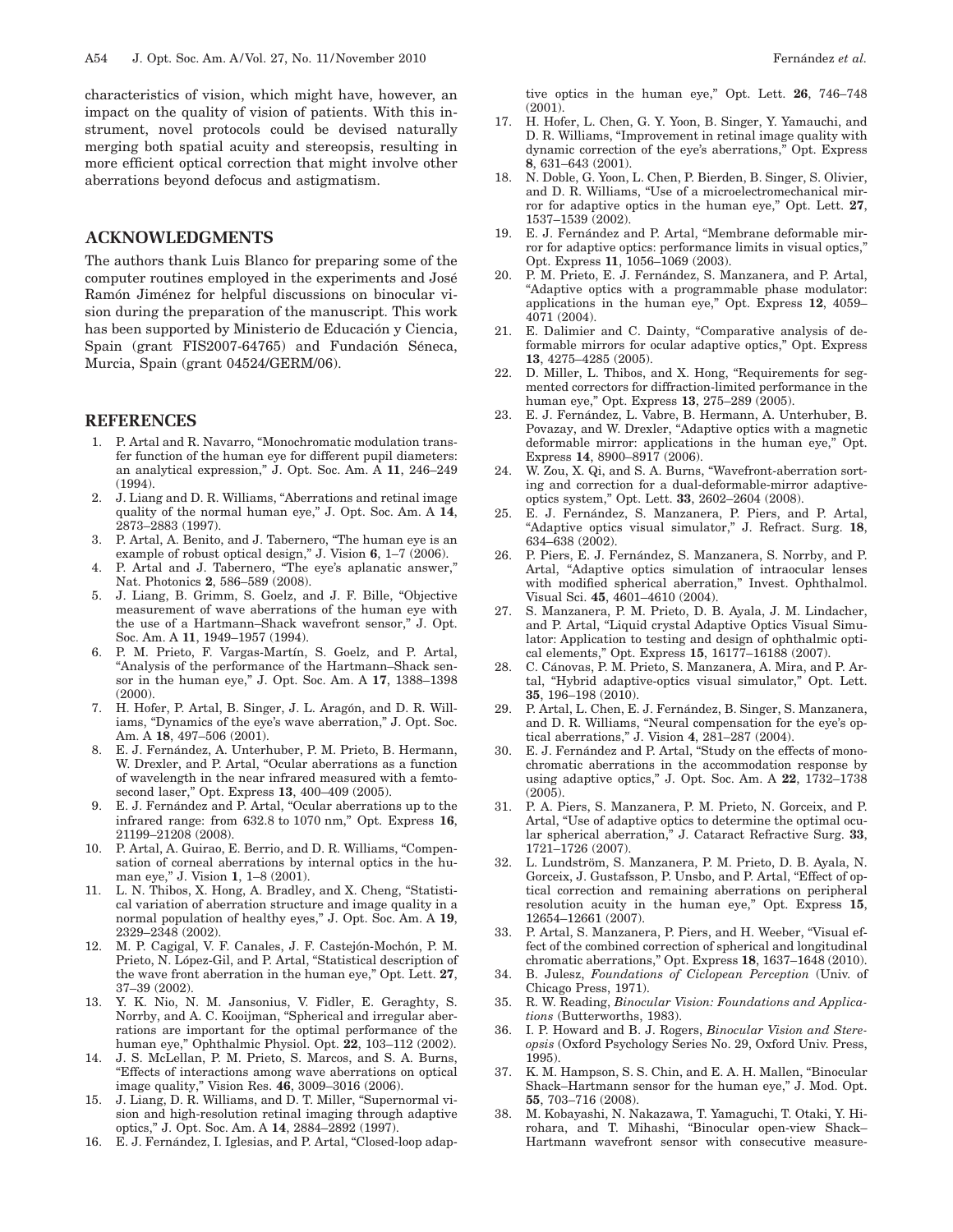characteristics of vision, which might have, however, an impact on the quality of vision of patients. With this instrument, novel protocols could be devised naturally merging both spatial acuity and stereopsis, resulting in more efficient optical correction that might involve other aberrations beyond defocus and astigmatism.

## ACKNOWLEDGMENTS

The authors thank Luis Blanco for preparing some of the computer routines employed in the experiments and José Ramón Jiménez for helpful discussions on binocular vision during the preparation of the manuscript. This work has been supported by Ministerio de Educación y Ciencia, Spain (grant FIS2007-64765) and Fundación Séneca, Murcia, Spain (grant 04524/GERM/06).

## REFERENCES

1. P. Artal and R. Navarro, "Monochromatic modulation transfer function of the human eye for different pupil diameters: an analytical expression," J. Opt. Soc. Am. A **11**, 246–249 (1994).
2. J. Liang and D. R. Williams, "Aberrations and retinal image quality of the normal human eye," J. Opt. Soc. Am. A **14**, 2873–2883 (1997).
3. P. Artal, A. Benito, and J. Tabernero, "The human eye is an example of robust optical design," J. Vision **6**, 1–7 (2006).
4. P. Artal and J. Tabernero, "The eye's aplanatic answer," Nat. Photonics **2**, 586–589 (2008).
5. J. Liang, B. Grimm, S. Goelz, and J. F. Bille, "Objective measurement of wave aberrations of the human eye with the use of a Hartmann–Shack wavefront sensor," J. Opt. Soc. Am. A **11**, 1949–1957 (1994).
6. P. M. Prieto, F. Vargas-Martín, S. Goelz, and P. Artal, "Analysis of the performance of the Hartmann–Shack sensor in the human eye," J. Opt. Soc. Am. A **17**, 1388–1398 (2000).
7. H. Hofer, P. Artal, B. Singer, J. L. Aragón, and D. R. Williams, "Dynamics of the eye's wave aberration," J. Opt. Soc. Am. A **18**, 497–506 (2001).
8. E. J. Fernández, A. Unterhuber, P. M. Prieto, B. Hermann, W. Drexler, and P. Artal, "Ocular aberrations as a function of wavelength in the near infrared measured with a femtosecond laser," Opt. Express **13**, 400–409 (2005).
9. E. J. Fernández and P. Artal, "Ocular aberrations up to the infrared range: from 632.8 to 1070 nm," Opt. Express **16**, 21199–21208 (2008).
10. P. Artal, A. Guirao, E. Berrio, and D. R. Williams, "Compensation of corneal aberrations by internal optics in the human eye," J. Vision **1**, 1–8 (2001).
11. L. N. Thibos, X. Hong, A. Bradley, and X. Cheng, "Statistical variation of aberration structure and image quality in a normal population of healthy eyes," J. Opt. Soc. Am. A **19**, 2329–2348 (2002).
12. M. P. Cagigal, V. F. Canales, J. F. Castejón-Mochón, P. M. Prieto, N. López-Gil, and P. Artal, "Statistical description of the wave front aberration in the human eye," Opt. Lett. **27**, 37–39 (2002).
13. Y. K. Nio, N. M. Jansonius, V. Fidler, E. Geraghty, S. Norrby, and A. C. Kooijman, "Spherical and irregular aberrations are important for the optimal performance of the human eye," Ophthalmic Physiol. Opt. **22**, 103–112 (2002).
14. J. S. McLellan, P. M. Prieto, S. Marcos, and S. A. Burns, "Effects of interactions among wave aberrations on optical image quality," Vision Res. **46**, 3009–3016 (2006).
15. J. Liang, D. R. Williams, and D. T. Miller, "Supernormal vision and high-resolution retinal imaging through adaptive optics," J. Opt. Soc. Am. A **14**, 2884–2892 (1997).
16. E. J. Fernández, I. Iglesias, and P. Artal, "Closed-loop adaptive optics in the human eye," Opt. Lett. **26**, 746–748 (2001).
17. H. Hofer, L. Chen, G. Y. Yoon, B. Singer, Y. Yamauchi, and D. R. Williams, "Improvement in retinal image quality with dynamic correction of the eye's aberrations," Opt. Express **8**, 631–643 (2001).
18. N. Doble, G. Yoon, L. Chen, P. Bierden, B. Singer, S. Olivier, and D. R. Williams, "Use of a microelectromechanical mirror for adaptive optics in the human eye," Opt. Lett. **27**, 1537–1539 (2002).
19. E. J. Fernández and P. Artal, "Membrane deformable mirror for adaptive optics: performance limits in visual optics," Opt. Express **11**, 1056–1069 (2003).
20. P. M. Prieto, E. J. Fernández, S. Manzanera, and P. Artal, "Adaptive optics with a programmable phase modulator: applications in the human eye," Opt. Express **12**, 4059–4071 (2004).
21. E. Dalimier and C. Dainty, "Comparative analysis of deformable mirrors for ocular adaptive optics," Opt. Express **13**, 4275–4285 (2005).
22. D. Miller, L. Thibos, and X. Hong, "Requirements for segmented correctors for diffraction-limited performance in the human eye," Opt. Express **13**, 275–289 (2005).
23. E. J. Fernández, L. Vabre, B. Hermann, A. Unterhuber, B. Povazay, and W. Drexler, "Adaptive optics with a magnetic deformable mirror: applications in the human eye," Opt. Express **14**, 8900–8917 (2006).
24. W. Zou, X. Qi, and S. A. Burns, "Wavefront-aberration sorting and correction for a dual-deformable-mirror adaptive-optics system," Opt. Lett. **33**, 2602–2604 (2008).
25. E. J. Fernández, S. Manzanera, P. Piers, and P. Artal, "Adaptive optics visual simulator," J. Refract. Surg. **18**, 634–638 (2002).
26. P. Piers, E. J. Fernández, S. Manzanera, S. Norrby, and P. Artal, "Adaptive optics simulation of intraocular lenses with modified spherical aberration," Invest. Ophthalmol. Visual Sci. **45**, 4601–4610 (2004).
27. S. Manzanera, P. M. Prieto, D. B. Ayala, J. M. Lindacher, and P. Artal, "Liquid crystal Adaptive Optics Visual Simulator: Application to testing and design of ophthalmic optical elements," Opt. Express **15**, 16177–16188 (2007).
28. C. Cánovas, P. M. Prieto, S. Manzanera, A. Mira, and P. Artal, "Hybrid adaptive-optics visual simulator," Opt. Lett. **35**, 196–198 (2010).
29. P. Artal, L. Chen, E. J. Fernández, B. Singer, S. Manzanera, and D. R. Williams, "Neural compensation for the eye's optical aberrations," J. Vision **4**, 281–287 (2004).
30. E. J. Fernández and P. Artal, "Study on the effects of monochromatic aberrations in the accommodation response by using adaptive optics," J. Opt. Soc. Am. A **22**, 1732–1738 (2005).
31. P. A. Piers, S. Manzanera, P. M. Prieto, N. Gorceix, and P. Artal, "Use of adaptive optics to determine the optimal ocular spherical aberration," J. Cataract Refractive Surg. **33**, 1721–1726 (2007).
32. L. Lundström, S. Manzanera, P. M. Prieto, D. B. Ayala, N. Gorceix, J. Gustafsson, P. Unsbo, and P. Artal, "Effect of optical correction and remaining aberrations on peripheral resolution acuity in the human eye," Opt. Express **15**, 12654–12661 (2007).
33. P. Artal, S. Manzanera, P. Piers, and H. Weeber, "Visual effect of the combined correction of spherical and longitudinal chromatic aberrations," Opt. Express **18**, 1637–1648 (2010).
34. B. Julesz, *Foundations of Ciclopean Perception* (Univ. of Chicago Press, 1971).
35. R. W. Reading, *Binocular Vision: Foundations and Applications* (Butterworths, 1983).
36. I. P. Howard and B. J. Rogers, *Binocular Vision and Stereopsis* (Oxford Psychology Series No. 29, Oxford Univ. Press, 1995).
37. K. M. Hampson, S. S. Chin, and E. A. H. Mallen, "Binocular Shack–Hartmann sensor for the human eye," J. Mod. Opt. **55**, 703–716 (2008).
38. M. Kobayashi, N. Nakazawa, T. Yamaguchi, T. Otaki, Y. Hirohara, and T. Mihashi, "Binocular open-view Shack–Hartmann wavefront sensor with consecutive measure-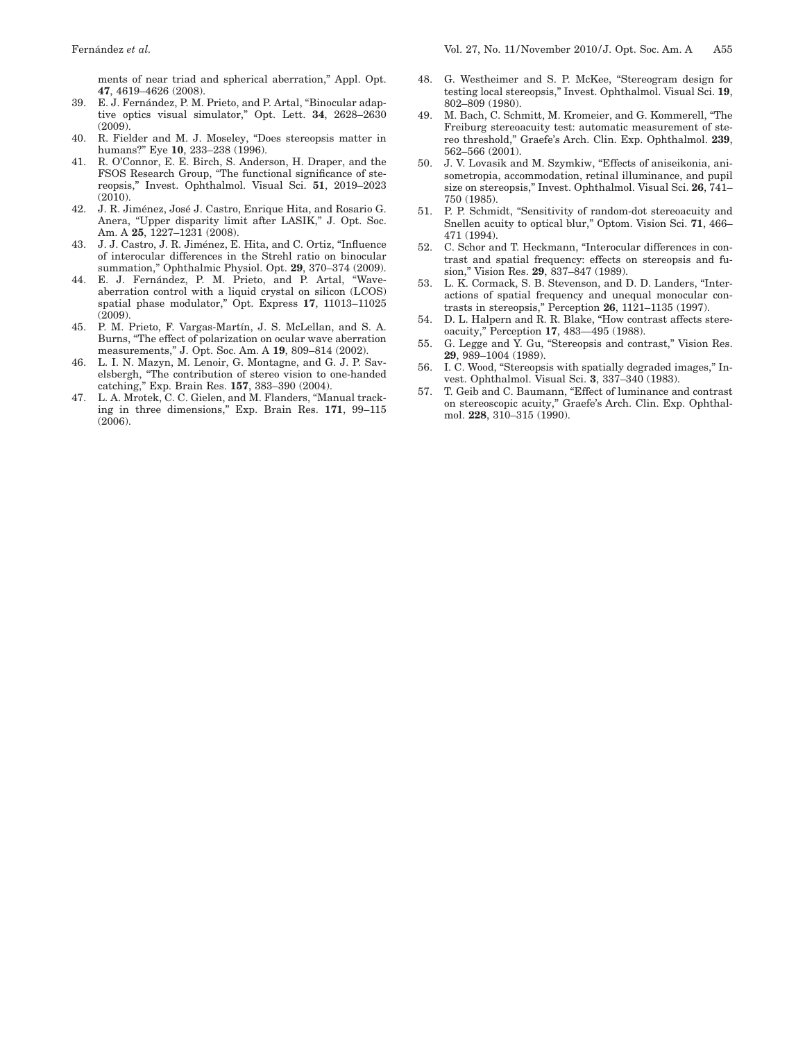ments of near triad and spherical aberration," Appl. Opt. **47**, 4619–4626 (2008).

39. E. J. Fernández, P. M. Prieto, and P. Artal, "Binocular adaptive optics visual simulator," Opt. Lett. **34**, 2628–2630 (2009).
40. R. Fielder and M. J. Moseley, "Does stereopsis matter in humans?" Eye **10**, 233–238 (1996).
41. R. O'Connor, E. E. Birch, S. Anderson, H. Draper, and the FSOS Research Group, "The functional significance of stereopsis," Invest. Ophthalmol. Visual Sci. **51**, 2019–2023 (2010).
42. J. R. Jiménez, José J. Castro, Enrique Hita, and Rosario G. Anera, "Upper disparity limit after LASIK," J. Opt. Soc. Am. A **25**, 1227–1231 (2008).
43. J. J. Castro, J. R. Jiménez, E. Hita, and C. Ortiz, "Influence of interocular differences in the Strehl ratio on binocular summation," Ophthalmic Physiol. Opt. **29**, 370–374 (2009).
44. E. J. Fernández, P. M. Prieto, and P. Artal, "Wave-aberration control with a liquid crystal on silicon (LCOS) spatial phase modulator," Opt. Express **17**, 11013–11025 (2009).
45. P. M. Prieto, F. Vargas-Martín, J. S. McLellan, and S. A. Burns, "The effect of polarization on ocular wave aberration measurements," J. Opt. Soc. Am. A **19**, 809–814 (2002).
46. L. I. N. Mazyn, M. Lenoir, G. Montagne, and G. J. P. Savelsbergh, "The contribution of stereo vision to one-handed catching," Exp. Brain Res. **157**, 383–390 (2004).
47. L. A. Mrotek, C. C. Gielen, and M. Flanders, "Manual tracking in three dimensions," Exp. Brain Res. **171**, 99–115 (2006).
48. G. Westheimer and S. P. McKee, "Stereogram design for testing local stereopsis," Invest. Ophthalmol. Visual Sci. **19**, 802–809 (1980).
49. M. Bach, C. Schmitt, M. Kromeier, and G. Kommerell, "The Freiburg stereoacuity test: automatic measurement of stereo threshold," Graefe's Arch. Clin. Exp. Ophthalmol. **239**, 562–566 (2001).
50. J. V. Lovasik and M. Szymkiw, "Effects of aniseikonia, anisometropia, accommodation, retinal illuminance, and pupil size on stereopsis," Invest. Ophthalmol. Visual Sci. **26**, 741–750 (1985).
51. P. P. Schmidt, "Sensitivity of random-dot stereoacuity and Snellen acuity to optical blur," Optom. Vision Sci. **71**, 466–471 (1994).
52. C. Schor and T. Heckmann, "Interocular differences in contrast and spatial frequency: effects on stereopsis and fusion," Vision Res. **29**, 837–847 (1989).
53. L. K. Cormack, S. B. Stevenson, and D. D. Landers, "Interactions of spatial frequency and unequal monocular contrasts in stereopsis," Perception **26**, 1121–1135 (1997).
54. D. L. Halpern and R. R. Blake, "How contrast affects stereoacuity," Perception **17**, 483—495 (1988).
55. G. Legge and Y. Gu, "Stereopsis and contrast," Vision Res. **29**, 989–1004 (1989).
56. I. C. Wood, "Stereopsis with spatially degraded images," Invest. Ophthalmol. Visual Sci. **3**, 337–340 (1983).
57. T. Geib and C. Baumann, "Effect of luminance and contrast on stereoscopic acuity," Graefe's Arch. Clin. Exp. Ophthalmol. **228**, 310–315 (1990).